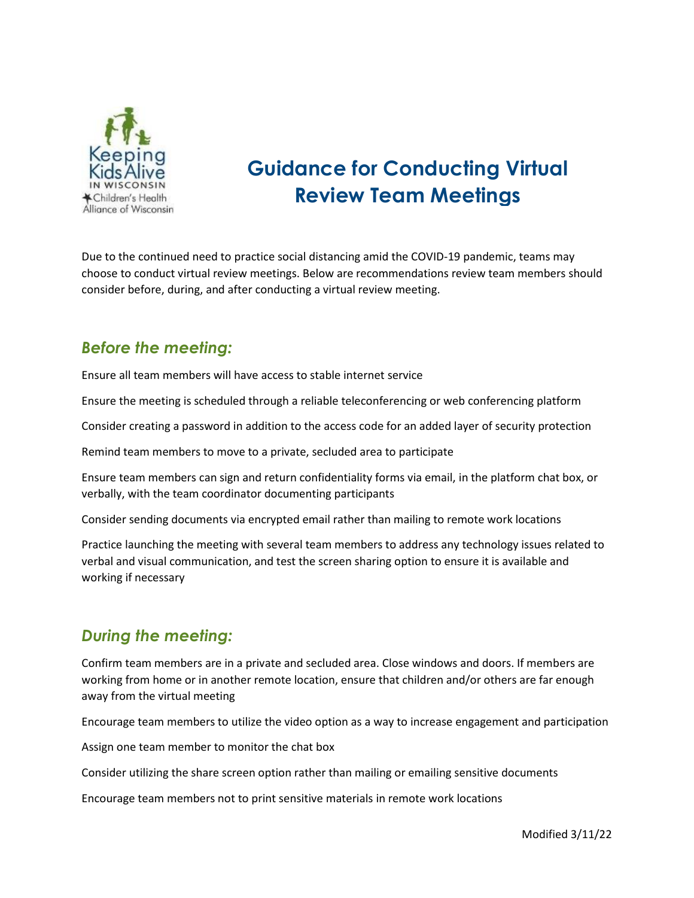Keeping Kids Alive IN WISCONSIN
Children's Health Alliance of Wisconsin

# Guidance for Conducting Virtual Review Team Meetings

Due to the continued need to practice social distancing amid the COVID-19 pandemic, teams may choose to conduct virtual review meetings. Below are recommendations review team members should consider before, during, and after conducting a virtual review meeting.

## *Before the meeting:*

Ensure all team members will have access to stable internet service

Ensure the meeting is scheduled through a reliable teleconferencing or web conferencing platform

Consider creating a password in addition to the access code for an added layer of security protection

Remind team members to move to a private, secluded area to participate

Ensure team members can sign and return confidentiality forms via email, in the platform chat box, or verbally, with the team coordinator documenting participants

Consider sending documents via encrypted email rather than mailing to remote work locations

Practice launching the meeting with several team members to address any technology issues related to verbal and visual communication, and test the screen sharing option to ensure it is available and working if necessary

## *During the meeting:*

Confirm team members are in a private and secluded area. Close windows and doors. If members are working from home or in another remote location, ensure that children and/or others are far enough away from the virtual meeting

Encourage team members to utilize the video option as a way to increase engagement and participation

Assign one team member to monitor the chat box

Consider utilizing the share screen option rather than mailing or emailing sensitive documents

Encourage team members not to print sensitive materials in remote work locations

Modified 3/11/22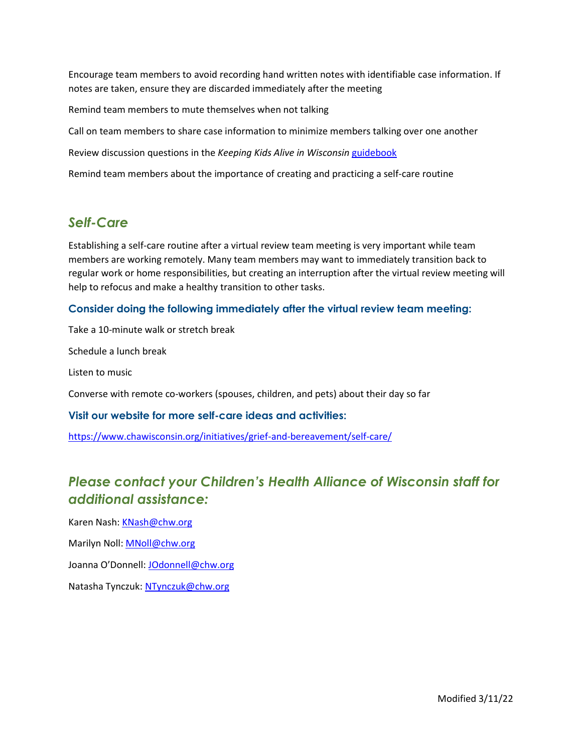Encourage team members to avoid recording hand written notes with identifiable case information. If notes are taken, ensure they are discarded immediately after the meeting

Remind team members to mute themselves when not talking

Call on team members to share case information to minimize members talking over one another

Review discussion questions in the *Keeping Kids Alive in Wisconsin* guidebook

Remind team members about the importance of creating and practicing a self-care routine

## *Self-Care*

Establishing a self-care routine after a virtual review team meeting is very important while team members are working remotely. Many team members may want to immediately transition back to regular work or home responsibilities, but creating an interruption after the virtual review meeting will help to refocus and make a healthy transition to other tasks.

### Consider doing the following immediately after the virtual review team meeting:

Take a 10-minute walk or stretch break

Schedule a lunch break

Listen to music

Converse with remote co-workers (spouses, children, and pets) about their day so far

### Visit our website for more self-care ideas and activities:

https://www.chawisconsin.org/initiatives/grief-and-bereavement/self-care/

## *Please contact your Children's Health Alliance of Wisconsin staff for additional assistance:*

Karen Nash: KNash@chw.org

Marilyn Noll: MNoll@chw.org

Joanna O'Donnell: JOdonnell@chw.org

Natasha Tynczuk: NTynczuk@chw.org

Modified 3/11/22